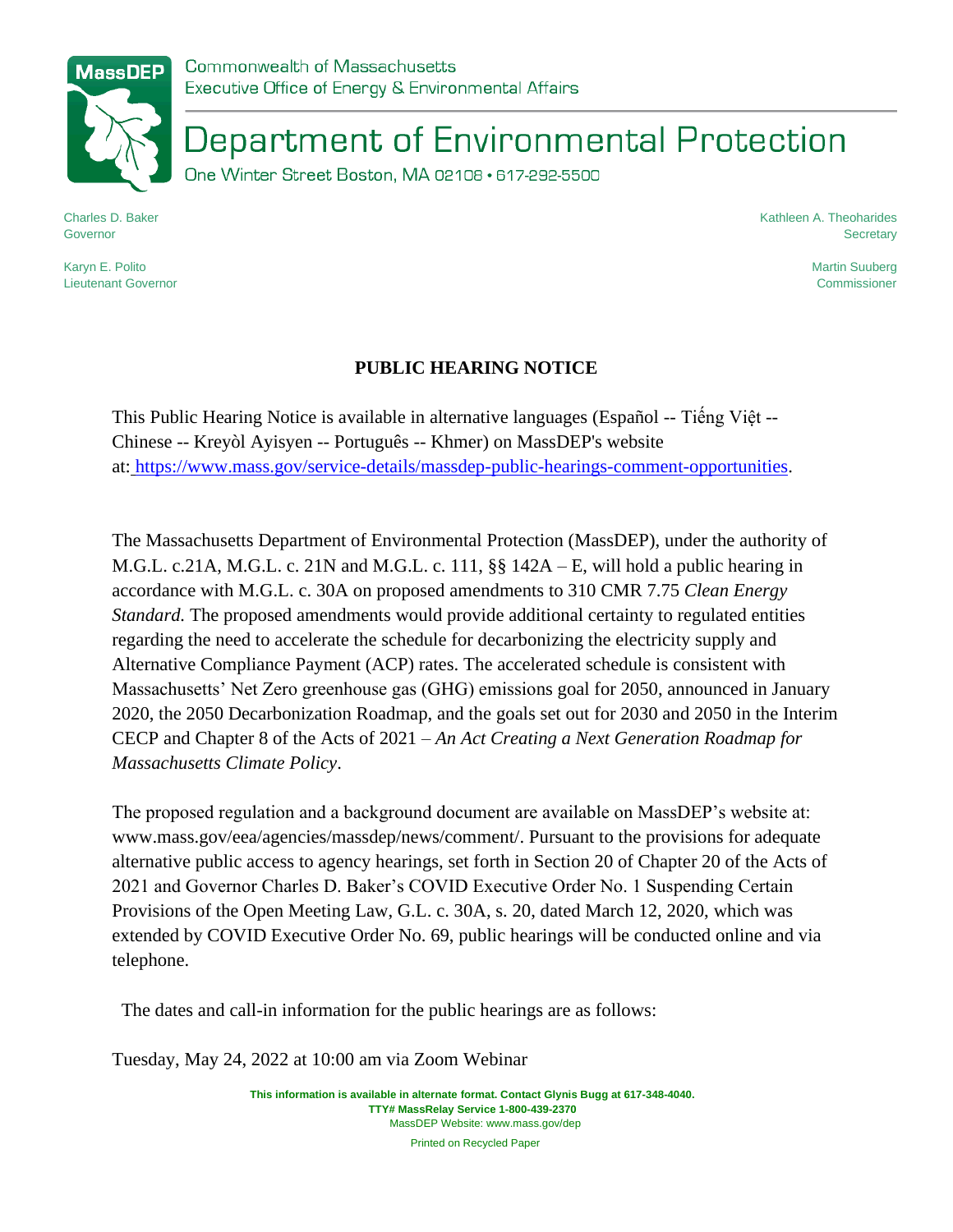Commonwealth of Massachusetts
Executive Office of Energy & Environmental Affairs

# Department of Environmental Protection

One Winter Street Boston, MA 02108 • 617-292-5500

Charles D. Baker
Governor

Karyn E. Polito
Lieutenant Governor

Kathleen A. Theoharides
Secretary

Martin Suuberg
Commissioner

## PUBLIC HEARING NOTICE

This Public Hearing Notice is available in alternative languages (Español -- Tiếng Việt -- Chinese -- Kreyòl Ayisyen -- Português -- Khmer) on MassDEP's website at: https://www.mass.gov/service-details/massdep-public-hearings-comment-opportunities.

The Massachusetts Department of Environmental Protection (MassDEP), under the authority of M.G.L. c.21A, M.G.L. c. 21N and M.G.L. c. 111, §§ 142A – E, will hold a public hearing in accordance with M.G.L. c. 30A on proposed amendments to 310 CMR 7.75 *Clean Energy Standard.* The proposed amendments would provide additional certainty to regulated entities regarding the need to accelerate the schedule for decarbonizing the electricity supply and Alternative Compliance Payment (ACP) rates. The accelerated schedule is consistent with Massachusetts' Net Zero greenhouse gas (GHG) emissions goal for 2050, announced in January 2020, the 2050 Decarbonization Roadmap, and the goals set out for 2030 and 2050 in the Interim CECP and Chapter 8 of the Acts of 2021 – *An Act Creating a Next Generation Roadmap for Massachusetts Climate Policy*.

The proposed regulation and a background document are available on MassDEP's website at: www.mass.gov/eea/agencies/massdep/news/comment/. Pursuant to the provisions for adequate alternative public access to agency hearings, set forth in Section 20 of Chapter 20 of the Acts of 2021 and Governor Charles D. Baker's COVID Executive Order No. 1 Suspending Certain Provisions of the Open Meeting Law, G.L. c. 30A, s. 20, dated March 12, 2020, which was extended by COVID Executive Order No. 69, public hearings will be conducted online and via telephone.

The dates and call-in information for the public hearings are as follows:

Tuesday, May 24, 2022 at 10:00 am via Zoom Webinar

**This information is available in alternate format. Contact Glynis Bugg at 617-348-4040.**
**TTY# MassRelay Service 1-800-439-2370**
MassDEP Website: www.mass.gov/dep

Printed on Recycled Paper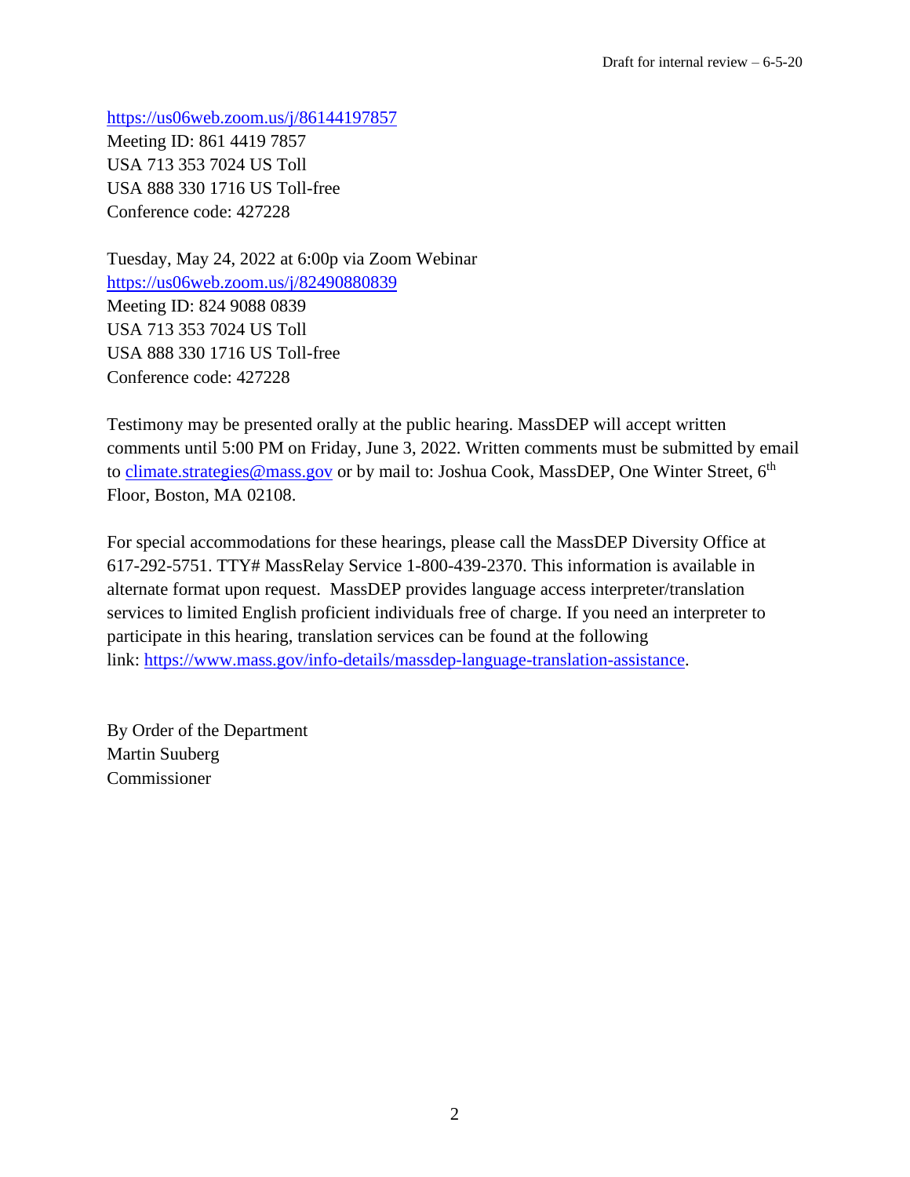https://us06web.zoom.us/j/86144197857
Meeting ID: 861 4419 7857
USA 713 353 7024 US Toll
USA 888 330 1716 US Toll-free
Conference code: 427228

Tuesday, May 24, 2022 at 6:00p via Zoom Webinar
https://us06web.zoom.us/j/82490880839
Meeting ID: 824 9088 0839
USA 713 353 7024 US Toll
USA 888 330 1716 US Toll-free
Conference code: 427228

Testimony may be presented orally at the public hearing. MassDEP will accept written comments until 5:00 PM on Friday, June 3, 2022. Written comments must be submitted by email to climate.strategies@mass.gov or by mail to: Joshua Cook, MassDEP, One Winter Street, 6th Floor, Boston, MA 02108.

For special accommodations for these hearings, please call the MassDEP Diversity Office at 617-292-5751. TTY# MassRelay Service 1-800-439-2370. This information is available in alternate format upon request. MassDEP provides language access interpreter/translation services to limited English proficient individuals free of charge. If you need an interpreter to participate in this hearing, translation services can be found at the following link: https://www.mass.gov/info-details/massdep-language-translation-assistance.

By Order of the Department
Martin Suuberg
Commissioner